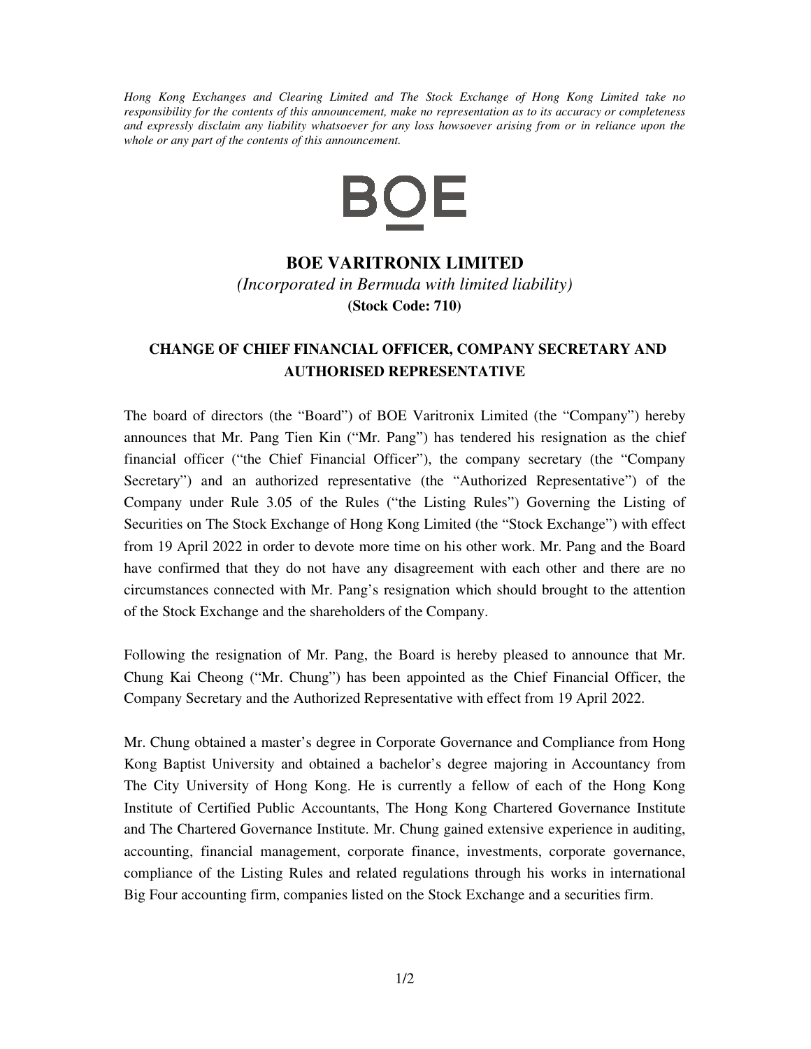*Hong Kong Exchanges and Clearing Limited and The Stock Exchange of Hong Kong Limited take no responsibility for the contents of this announcement, make no representation as to its accuracy or completeness and expressly disclaim any liability whatsoever for any loss howsoever arising from or in reliance upon the whole or any part of the contents of this announcement.*

BOE

# BOE VARITRONIX LIMITED

*(Incorporated in Bermuda with limited liability)*

**(Stock Code: 710)**

## CHANGE OF CHIEF FINANCIAL OFFICER, COMPANY SECRETARY AND AUTHORISED REPRESENTATIVE

The board of directors (the "Board") of BOE Varitronix Limited (the "Company") hereby announces that Mr. Pang Tien Kin ("Mr. Pang") has tendered his resignation as the chief financial officer ("the Chief Financial Officer"), the company secretary (the "Company Secretary") and an authorized representative (the "Authorized Representative") of the Company under Rule 3.05 of the Rules ("the Listing Rules") Governing the Listing of Securities on The Stock Exchange of Hong Kong Limited (the "Stock Exchange") with effect from 19 April 2022 in order to devote more time on his other work. Mr. Pang and the Board have confirmed that they do not have any disagreement with each other and there are no circumstances connected with Mr. Pang's resignation which should brought to the attention of the Stock Exchange and the shareholders of the Company.

Following the resignation of Mr. Pang, the Board is hereby pleased to announce that Mr. Chung Kai Cheong ("Mr. Chung") has been appointed as the Chief Financial Officer, the Company Secretary and the Authorized Representative with effect from 19 April 2022.

Mr. Chung obtained a master's degree in Corporate Governance and Compliance from Hong Kong Baptist University and obtained a bachelor's degree majoring in Accountancy from The City University of Hong Kong. He is currently a fellow of each of the Hong Kong Institute of Certified Public Accountants, The Hong Kong Chartered Governance Institute and The Chartered Governance Institute. Mr. Chung gained extensive experience in auditing, accounting, financial management, corporate finance, investments, corporate governance, compliance of the Listing Rules and related regulations through his works in international Big Four accounting firm, companies listed on the Stock Exchange and a securities firm.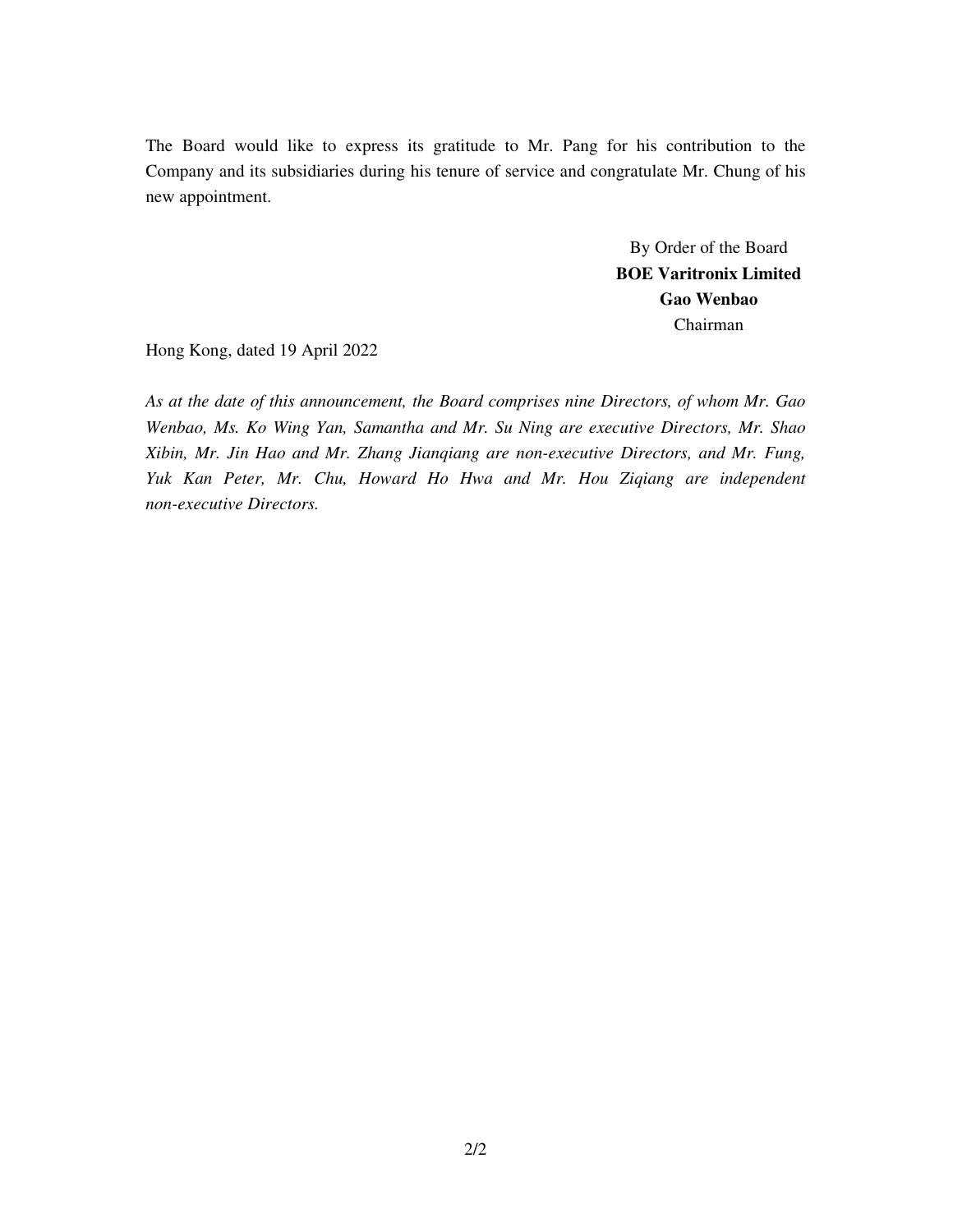The Board would like to express its gratitude to Mr. Pang for his contribution to the Company and its subsidiaries during his tenure of service and congratulate Mr. Chung of his new appointment.

By Order of the Board
**BOE Varitronix Limited**
**Gao Wenbao**
Chairman

Hong Kong, dated 19 April 2022

*As at the date of this announcement, the Board comprises nine Directors, of whom Mr. Gao Wenbao, Ms. Ko Wing Yan, Samantha and Mr. Su Ning are executive Directors, Mr. Shao Xibin, Mr. Jin Hao and Mr. Zhang Jianqiang are non-executive Directors, and Mr. Fung, Yuk Kan Peter, Mr. Chu, Howard Ho Hwa and Mr. Hou Ziqiang are independent non-executive Directors.*